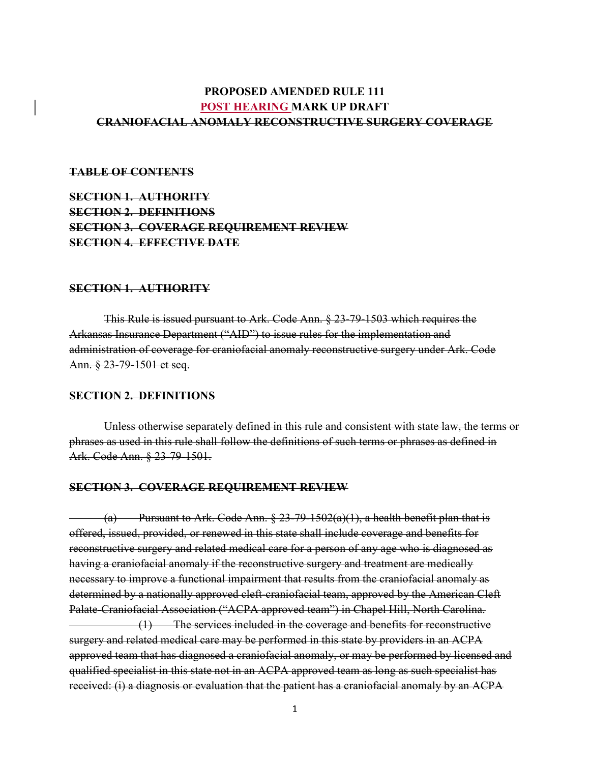**PROPOSED AMENDED RULE 111**

**POST HEARING MARK UP DRAFT**

~~**CRANIOFACIAL ANOMALY RECONSTRUCTIVE SURGERY COVERAGE**~~

~~**TABLE OF CONTENTS**~~

~~**SECTION 1. AUTHORITY**~~
~~**SECTION 2. DEFINITIONS**~~
~~**SECTION 3. COVERAGE REQUIREMENT REVIEW**~~
~~**SECTION 4. EFFECTIVE DATE**~~

~~**SECTION 1. AUTHORITY**~~

~~This Rule is issued pursuant to Ark. Code Ann. § 23-79-1503 which requires the Arkansas Insurance Department ("AID") to issue rules for the implementation and administration of coverage for craniofacial anomaly reconstructive surgery under Ark. Code Ann. § 23-79-1501 et seq.~~

~~**SECTION 2. DEFINITIONS**~~

~~Unless otherwise separately defined in this rule and consistent with state law, the terms or phrases as used in this rule shall follow the definitions of such terms or phrases as defined in Ark. Code Ann. § 23-79-1501.~~

~~**SECTION 3. COVERAGE REQUIREMENT REVIEW**~~

~~(a) Pursuant to Ark. Code Ann. § 23-79-1502(a)(1), a health benefit plan that is offered, issued, provided, or renewed in this state shall include coverage and benefits for reconstructive surgery and related medical care for a person of any age who is diagnosed as having a craniofacial anomaly if the reconstructive surgery and treatment are medically necessary to improve a functional impairment that results from the craniofacial anomaly as determined by a nationally approved cleft-craniofacial team, approved by the American Cleft Palate-Craniofacial Association ("ACPA approved team") in Chapel Hill, North Carolina.~~

~~(1) The services included in the coverage and benefits for reconstructive surgery and related medical care may be performed in this state by providers in an ACPA approved team that has diagnosed a craniofacial anomaly, or may be performed by licensed and qualified specialist in this state not in an ACPA approved team as long as such specialist has received: (i) a diagnosis or evaluation that the patient has a craniofacial anomaly by an ACPA~~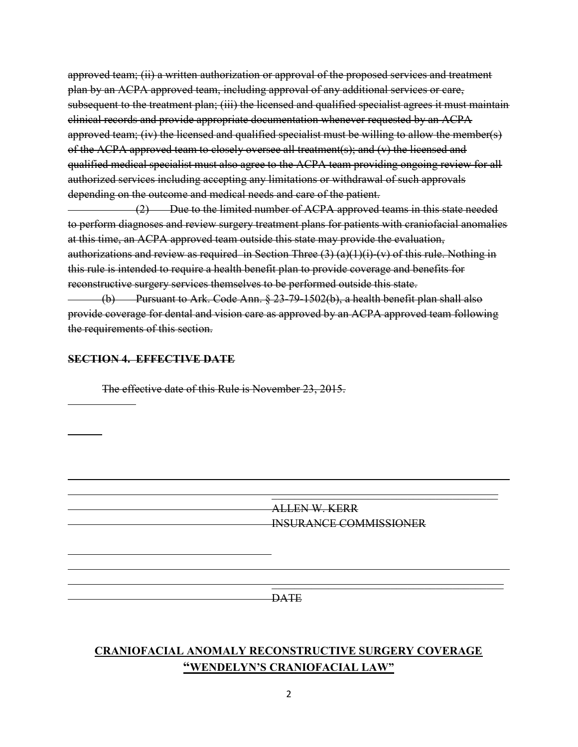~~approved team; (ii) a written authorization or approval of the proposed services and treatment plan by an ACPA approved team, including approval of any additional services or care, subsequent to the treatment plan; (iii) the licensed and qualified specialist agrees it must maintain clinical records and provide appropriate documentation whenever requested by an ACPA approved team; (iv) the licensed and qualified specialist must be willing to allow the member(s) of the ACPA approved team to closely oversee all treatment(s); and (v) the licensed and qualified medical specialist must also agree to the ACPA team providing ongoing review for all authorized services including accepting any limitations or withdrawal of such approvals depending on the outcome and medical needs and care of the patient.~~

~~(2) Due to the limited number of ACPA approved teams in this state needed to perform diagnoses and review surgery treatment plans for patients with craniofacial anomalies at this time, an ACPA approved team outside this state may provide the evaluation, authorizations and review as required in Section Three (3) (a)(1)(i)-(v) of this rule. Nothing in this rule is intended to require a health benefit plan to provide coverage and benefits for reconstructive surgery services themselves to be performed outside this state.~~

~~(b) Pursuant to Ark. Code Ann. § 23-79-1502(b), a health benefit plan shall also provide coverage for dental and vision care as approved by an ACPA approved team following the requirements of this section.~~

**~~SECTION 4. EFFECTIVE DATE~~**

~~The effective date of this Rule is November 23, 2015.~~

~~ALLEN W. KERR~~
~~INSURANCE COMMISSIONER~~

~~DATE~~

**CRANIOFACIAL ANOMALY RECONSTRUCTIVE SURGERY COVERAGE "WENDELYN'S CRANIOFACIAL LAW"**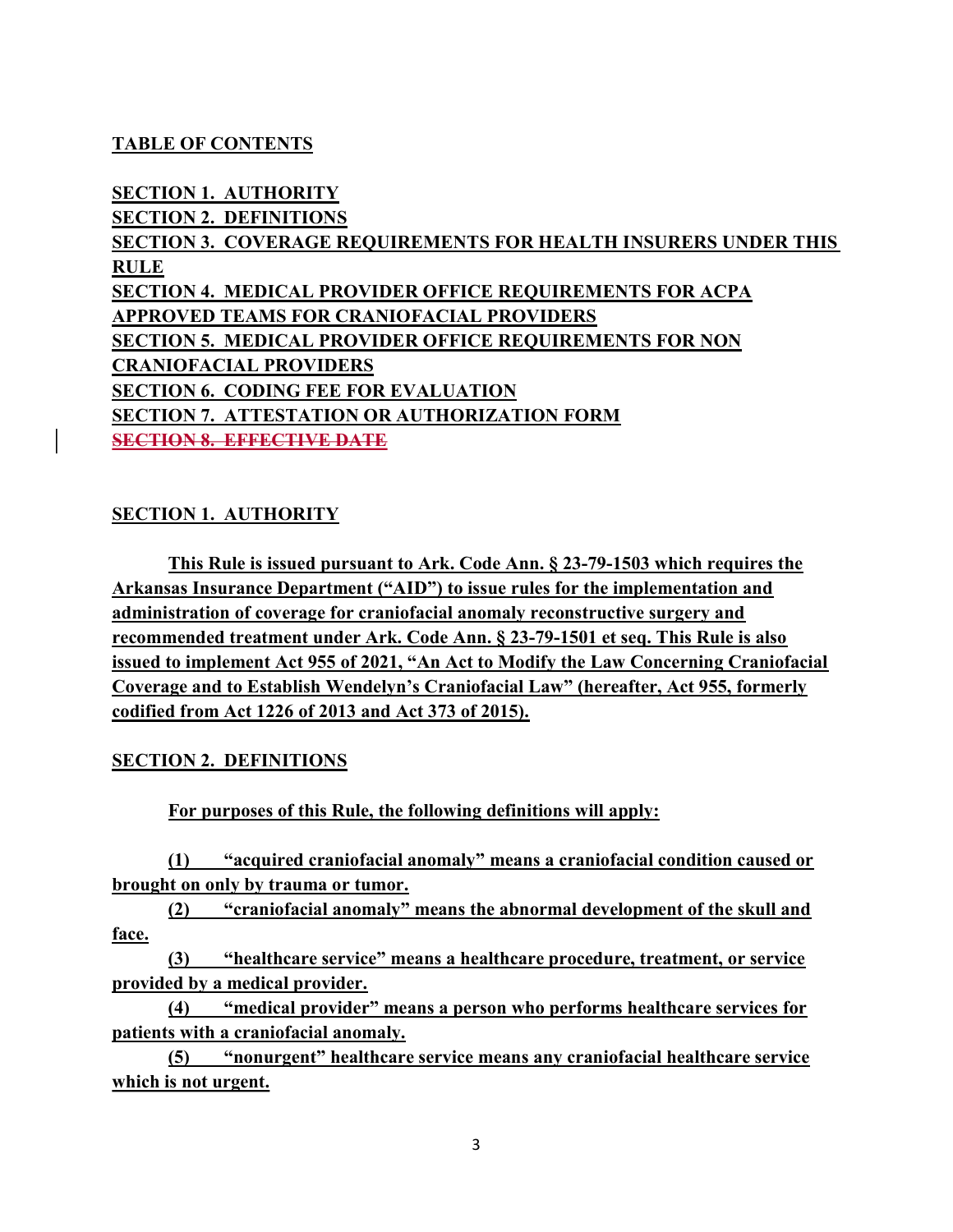**TABLE OF CONTENTS**

**SECTION 1. AUTHORITY**
**SECTION 2. DEFINITIONS**
**SECTION 3. COVERAGE REQUIREMENTS FOR HEALTH INSURERS UNDER THIS RULE**
**SECTION 4. MEDICAL PROVIDER OFFICE REQUIREMENTS FOR ACPA APPROVED TEAMS FOR CRANIOFACIAL PROVIDERS**
**SECTION 5. MEDICAL PROVIDER OFFICE REQUIREMENTS FOR NON CRANIOFACIAL PROVIDERS**
**SECTION 6. CODING FEE FOR EVALUATION**
**SECTION 7. ATTESTATION OR AUTHORIZATION FORM**
~~**SECTION 8. EFFECTIVE DATE**~~

**SECTION 1. AUTHORITY**

**This Rule is issued pursuant to Ark. Code Ann. § 23-79-1503 which requires the Arkansas Insurance Department ("AID") to issue rules for the implementation and administration of coverage for craniofacial anomaly reconstructive surgery and recommended treatment under Ark. Code Ann. § 23-79-1501 et seq. This Rule is also issued to implement Act 955 of 2021, "An Act to Modify the Law Concerning Craniofacial Coverage and to Establish Wendelyn's Craniofacial Law" (hereafter, Act 955, formerly codified from Act 1226 of 2013 and Act 373 of 2015).**

**SECTION 2. DEFINITIONS**

**For purposes of this Rule, the following definitions will apply:**

**(1) "acquired craniofacial anomaly" means a craniofacial condition caused or brought on only by trauma or tumor.**

**(2) "craniofacial anomaly" means the abnormal development of the skull and face.**

**(3) "healthcare service" means a healthcare procedure, treatment, or service provided by a medical provider.**

**(4) "medical provider" means a person who performs healthcare services for patients with a craniofacial anomaly.**

**(5) "nonurgent" healthcare service means any craniofacial healthcare service which is not urgent.**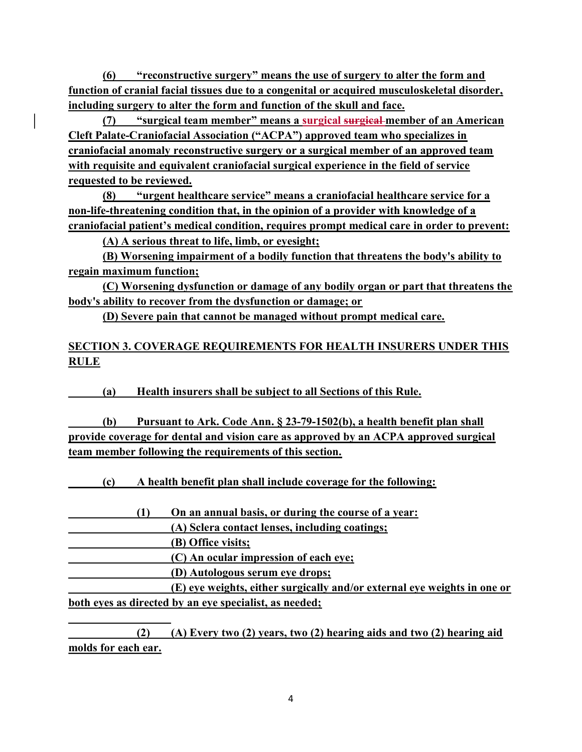**(6) "reconstructive surgery" means the use of surgery to alter the form and function of cranial facial tissues due to a congenital or acquired musculoskeletal disorder, including surgery to alter the form and function of the skull and face.**

**(7) "surgical team member" means a surgical ~~surgical~~ member of an American Cleft Palate-Craniofacial Association ("ACPA") approved team who specializes in craniofacial anomaly reconstructive surgery or a surgical member of an approved team with requisite and equivalent craniofacial surgical experience in the field of service requested to be reviewed.**

**(8) "urgent healthcare service" means a craniofacial healthcare service for a non-life-threatening condition that, in the opinion of a provider with knowledge of a craniofacial patient's medical condition, requires prompt medical care in order to prevent:**

**(A) A serious threat to life, limb, or eyesight;**

**(B) Worsening impairment of a bodily function that threatens the body's ability to regain maximum function;**

**(C) Worsening dysfunction or damage of any bodily organ or part that threatens the body's ability to recover from the dysfunction or damage; or**

**(D) Severe pain that cannot be managed without prompt medical care.**

## SECTION 3. COVERAGE REQUIREMENTS FOR HEALTH INSURERS UNDER THIS RULE

**(a) Health insurers shall be subject to all Sections of this Rule.**

**(b) Pursuant to Ark. Code Ann. § 23-79-1502(b), a health benefit plan shall provide coverage for dental and vision care as approved by an ACPA approved surgical team member following the requirements of this section.**

**(c) A health benefit plan shall include coverage for the following:**

**(1) On an annual basis, or during the course of a year:**

**(A) Sclera contact lenses, including coatings;**

**(B) Office visits;**

**(C) An ocular impression of each eye;**

**(D) Autologous serum eye drops;**

**(E) eye weights, either surgically and/or external eye weights in one or both eyes as directed by an eye specialist, as needed;**

**(2) (A) Every two (2) years, two (2) hearing aids and two (2) hearing aid molds for each ear.**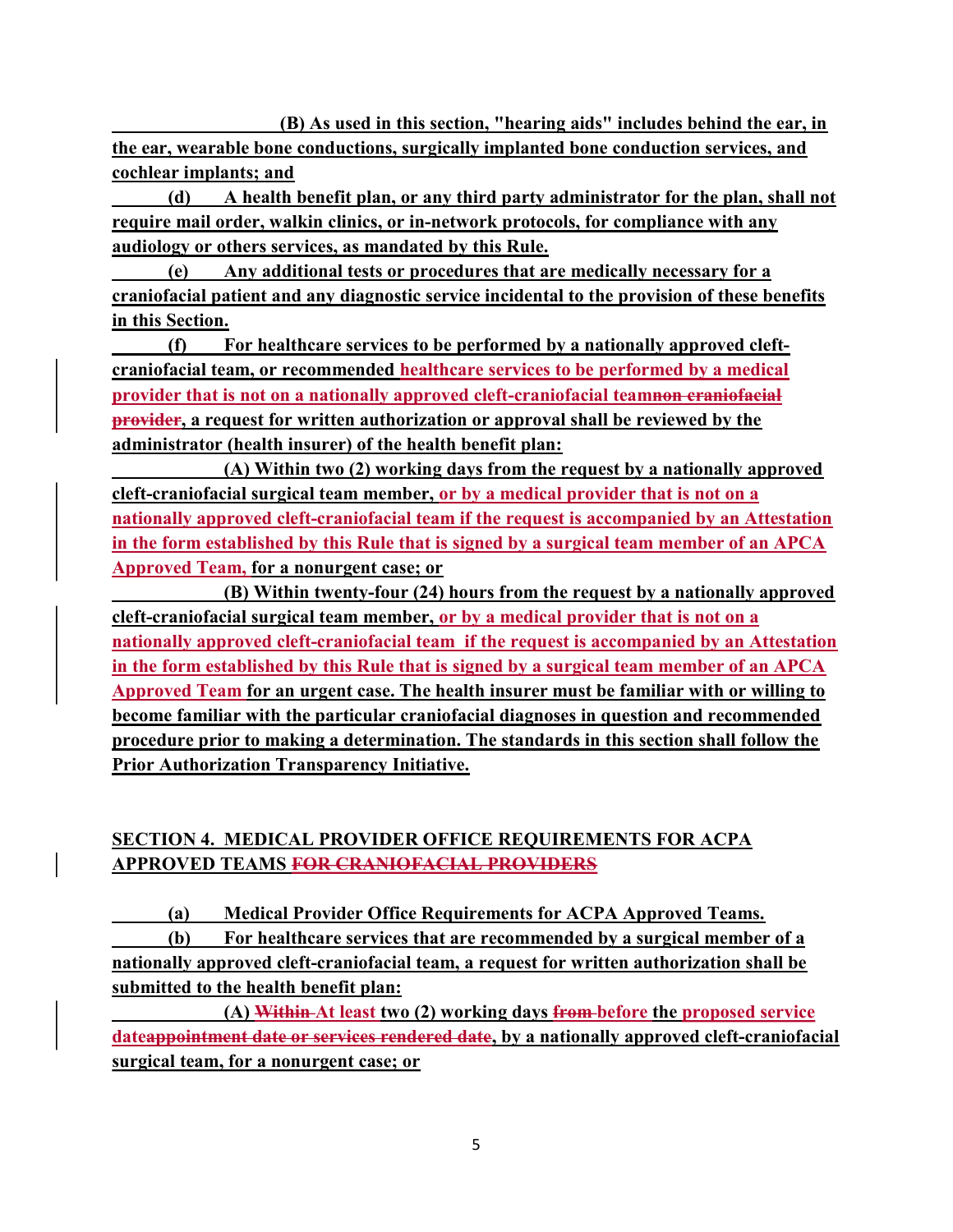**(B) As used in this section, "hearing aids" includes behind the ear, in the ear, wearable bone conductions, surgically implanted bone conduction services, and cochlear implants; and**

**(d) A health benefit plan, or any third party administrator for the plan, shall not require mail order, walkin clinics, or in-network protocols, for compliance with any audiology or others services, as mandated by this Rule.**

**(e) Any additional tests or procedures that are medically necessary for a craniofacial patient and any diagnostic service incidental to the provision of these benefits in this Section.**

**(f) For healthcare services to be performed by a nationally approved cleft-craniofacial team, or recommended healthcare services to be performed by a medical provider that is not on a nationally approved cleft-craniofacial team~~non craniofacial provider~~, a request for written authorization or approval shall be reviewed by the administrator (health insurer) of the health benefit plan:**

**(A) Within two (2) working days from the request by a nationally approved cleft-craniofacial surgical team member, or by a medical provider that is not on a nationally approved cleft-craniofacial team if the request is accompanied by an Attestation in the form established by this Rule that is signed by a surgical team member of an APCA Approved Team, for a nonurgent case; or**

**(B) Within twenty-four (24) hours from the request by a nationally approved cleft-craniofacial surgical team member, or by a medical provider that is not on a nationally approved cleft-craniofacial team if the request is accompanied by an Attestation in the form established by this Rule that is signed by a surgical team member of an APCA Approved Team for an urgent case. The health insurer must be familiar with or willing to become familiar with the particular craniofacial diagnoses in question and recommended procedure prior to making a determination. The standards in this section shall follow the Prior Authorization Transparency Initiative.**

## SECTION 4. MEDICAL PROVIDER OFFICE REQUIREMENTS FOR ACPA APPROVED TEAMS ~~FOR CRANIOFACIAL PROVIDERS~~

**(a) Medical Provider Office Requirements for ACPA Approved Teams.**

**(b) For healthcare services that are recommended by a surgical member of a nationally approved cleft-craniofacial team, a request for written authorization shall be submitted to the health benefit plan:**

**(A) ~~Within~~ At least two (2) working days ~~from~~ before the proposed service date~~appointment date or services rendered date~~, by a nationally approved cleft-craniofacial surgical team, for a nonurgent case; or**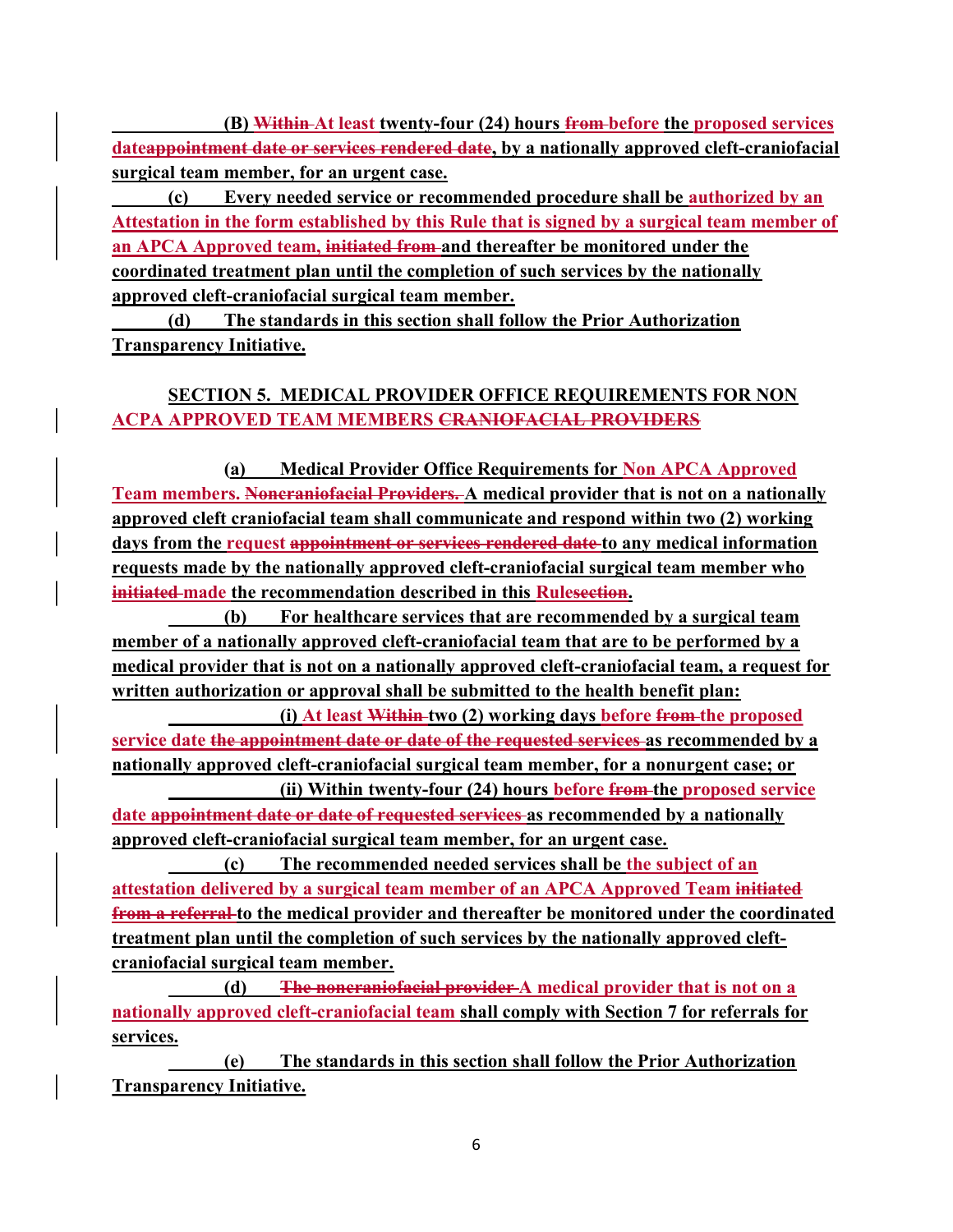**(B) ~~Within~~ At least twenty-four (24) hours ~~from~~ before the proposed services date~~appointment date or services rendered date~~, by a nationally approved cleft-craniofacial surgical team member, for an urgent case.**

**(c) Every needed service or recommended procedure shall be authorized by an Attestation in the form established by this Rule that is signed by a surgical team member of an APCA Approved team, ~~initiated from~~ and thereafter be monitored under the coordinated treatment plan until the completion of such services by the nationally approved cleft-craniofacial surgical team member.**

**(d) The standards in this section shall follow the Prior Authorization Transparency Initiative.**

## SECTION 5. MEDICAL PROVIDER OFFICE REQUIREMENTS FOR NON ACPA APPROVED TEAM MEMBERS ~~CRANIOFACIAL PROVIDERS~~

**(a) Medical Provider Office Requirements for Non APCA Approved Team members. ~~Noncraniofacial Providers.~~ A medical provider that is not on a nationally approved cleft craniofacial team shall communicate and respond within two (2) working days from the request ~~appointment or services rendered date~~ to any medical information requests made by the nationally approved cleft-craniofacial surgical team member who ~~initiated~~ made the recommendation described in this Rule~~section~~.**

**(b) For healthcare services that are recommended by a surgical team member of a nationally approved cleft-craniofacial team that are to be performed by a medical provider that is not on a nationally approved cleft-craniofacial team, a request for written authorization or approval shall be submitted to the health benefit plan:**

**(i) At least ~~Within~~ two (2) working days before ~~from~~ the proposed service date ~~the appointment date or date of the requested services~~ as recommended by a nationally approved cleft-craniofacial surgical team member, for a nonurgent case; or**

**(ii) Within twenty-four (24) hours before ~~from~~ the proposed service date ~~appointment date or date of requested services~~ as recommended by a nationally approved cleft-craniofacial surgical team member, for an urgent case.**

**(c) The recommended needed services shall be the subject of an attestation delivered by a surgical team member of an APCA Approved Team ~~initiated from a referral~~ to the medical provider and thereafter be monitored under the coordinated treatment plan until the completion of such services by the nationally approved cleft-craniofacial surgical team member.**

**(d) ~~The noncraniofacial provider~~ A medical provider that is not on a nationally approved cleft-craniofacial team shall comply with Section 7 for referrals for services.**

**(e) The standards in this section shall follow the Prior Authorization Transparency Initiative.**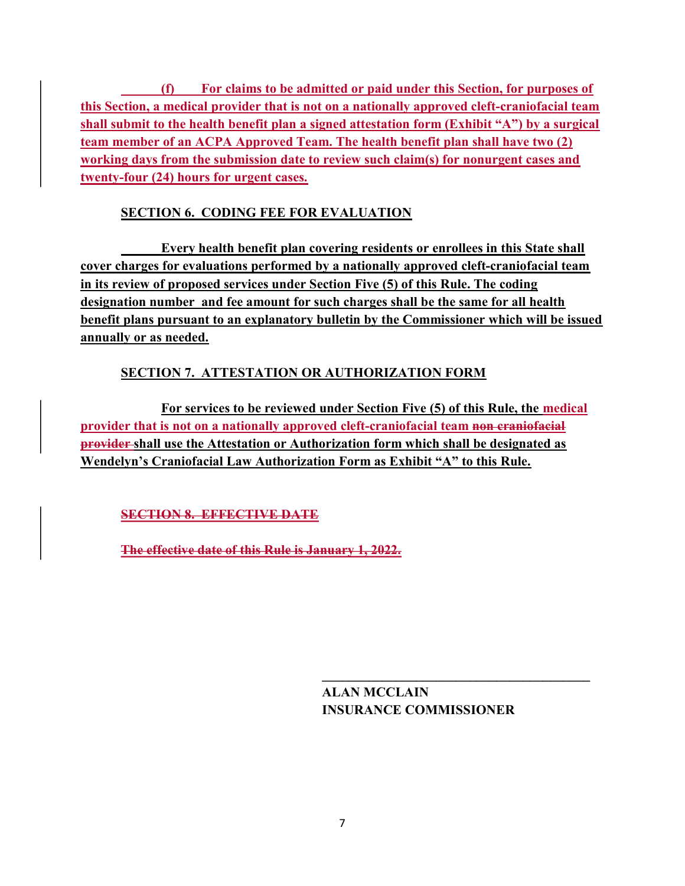**(f) For claims to be admitted or paid under this Section, for purposes of this Section, a medical provider that is not on a nationally approved cleft-craniofacial team shall submit to the health benefit plan a signed attestation form (Exhibit "A") by a surgical team member of an ACPA Approved Team. The health benefit plan shall have two (2) working days from the submission date to review such claim(s) for nonurgent cases and twenty-four (24) hours for urgent cases.**

**SECTION 6. CODING FEE FOR EVALUATION**

**Every health benefit plan covering residents or enrollees in this State shall cover charges for evaluations performed by a nationally approved cleft-craniofacial team in its review of proposed services under Section Five (5) of this Rule. The coding designation number and fee amount for such charges shall be the same for all health benefit plans pursuant to an explanatory bulletin by the Commissioner which will be issued annually or as needed.**

**SECTION 7. ATTESTATION OR AUTHORIZATION FORM**

**For services to be reviewed under Section Five (5) of this Rule, the medical provider that is not on a nationally approved cleft-craniofacial team ~~non-craniofacial provider~~ shall use the Attestation or Authorization form which shall be designated as Wendelyn's Craniofacial Law Authorization Form as Exhibit "A" to this Rule.**

**~~SECTION 8. EFFECTIVE DATE~~**

**~~The effective date of this Rule is January 1, 2022.~~**

\_\_\_\_\_\_\_\_\_\_\_\_\_\_\_\_\_\_\_\_\_\_\_\_\_\_\_\_\_\_\_\_\_\_\_\_\_\_\_\_

**ALAN MCCLAIN**
**INSURANCE COMMISSIONER**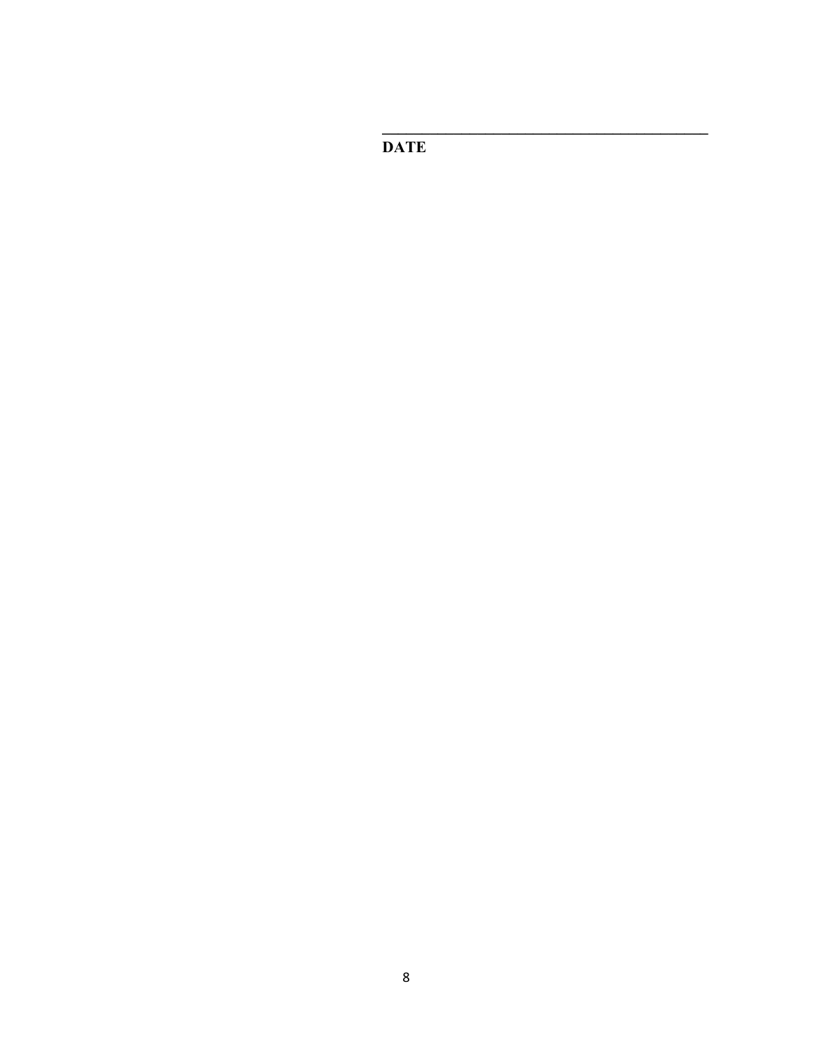\_\_\_\_\_\_\_\_\_\_\_\_\_\_\_\_\_\_\_\_\_\_\_\_\_\_\_\_\_\_\_\_\_\_\_\_\_\_\_\_\_\_

**DATE**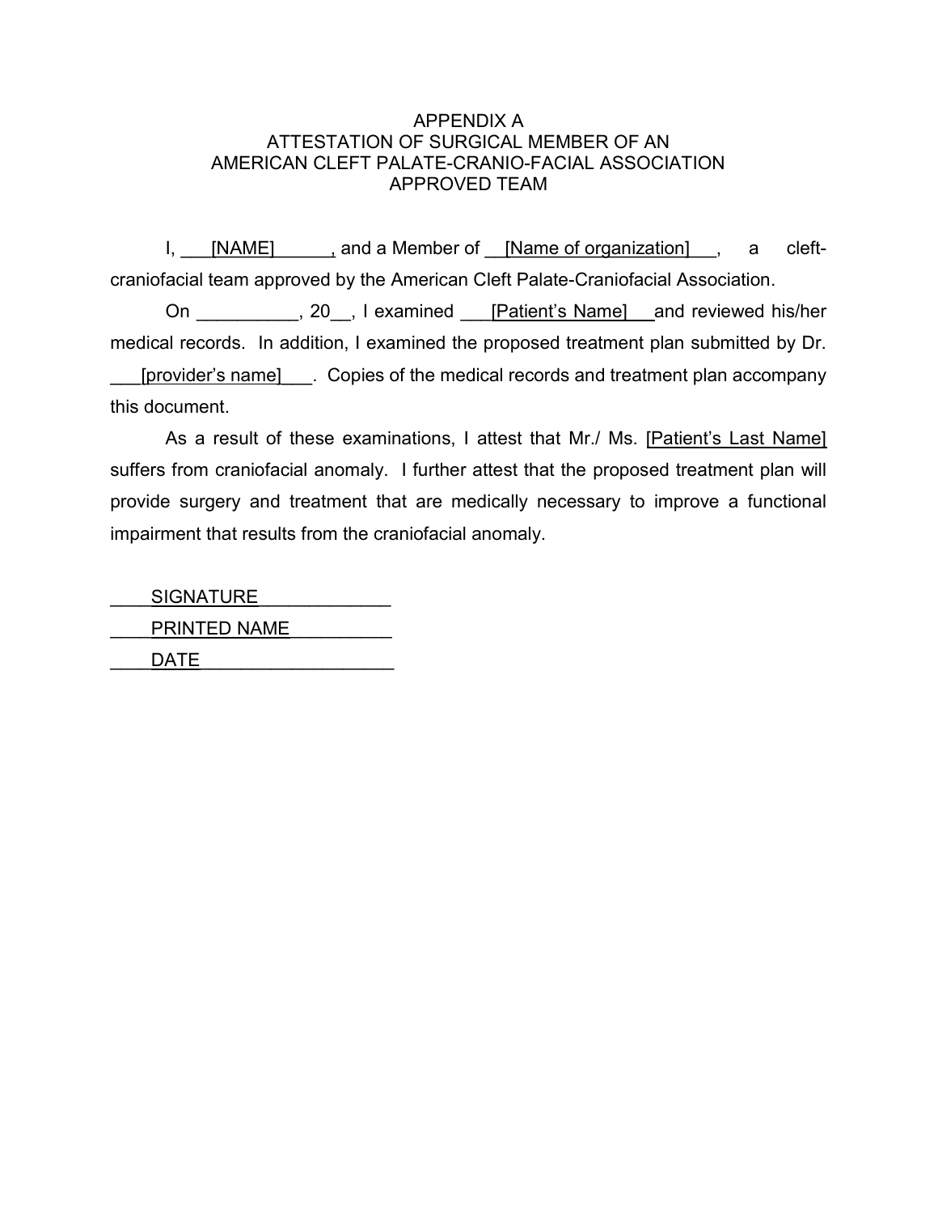# APPENDIX A
# ATTESTATION OF SURGICAL MEMBER OF AN AMERICAN CLEFT PALATE-CRANIO-FACIAL ASSOCIATION APPROVED TEAM

I, ___[NAME]______, and a Member of __[Name of organization]___, a cleft-craniofacial team approved by the American Cleft Palate-Craniofacial Association.

On __________, 20__, I examined ___[Patient's Name]___and reviewed his/her medical records. In addition, I examined the proposed treatment plan submitted by Dr. ___[provider's name]___. Copies of the medical records and treatment plan accompany this document.

As a result of these examinations, I attest that Mr./ Ms. [Patient's Last Name] suffers from craniofacial anomaly. I further attest that the proposed treatment plan will provide surgery and treatment that are medically necessary to improve a functional impairment that results from the craniofacial anomaly.

____SIGNATURE_____________

____PRINTED NAME__________

____DATE___________________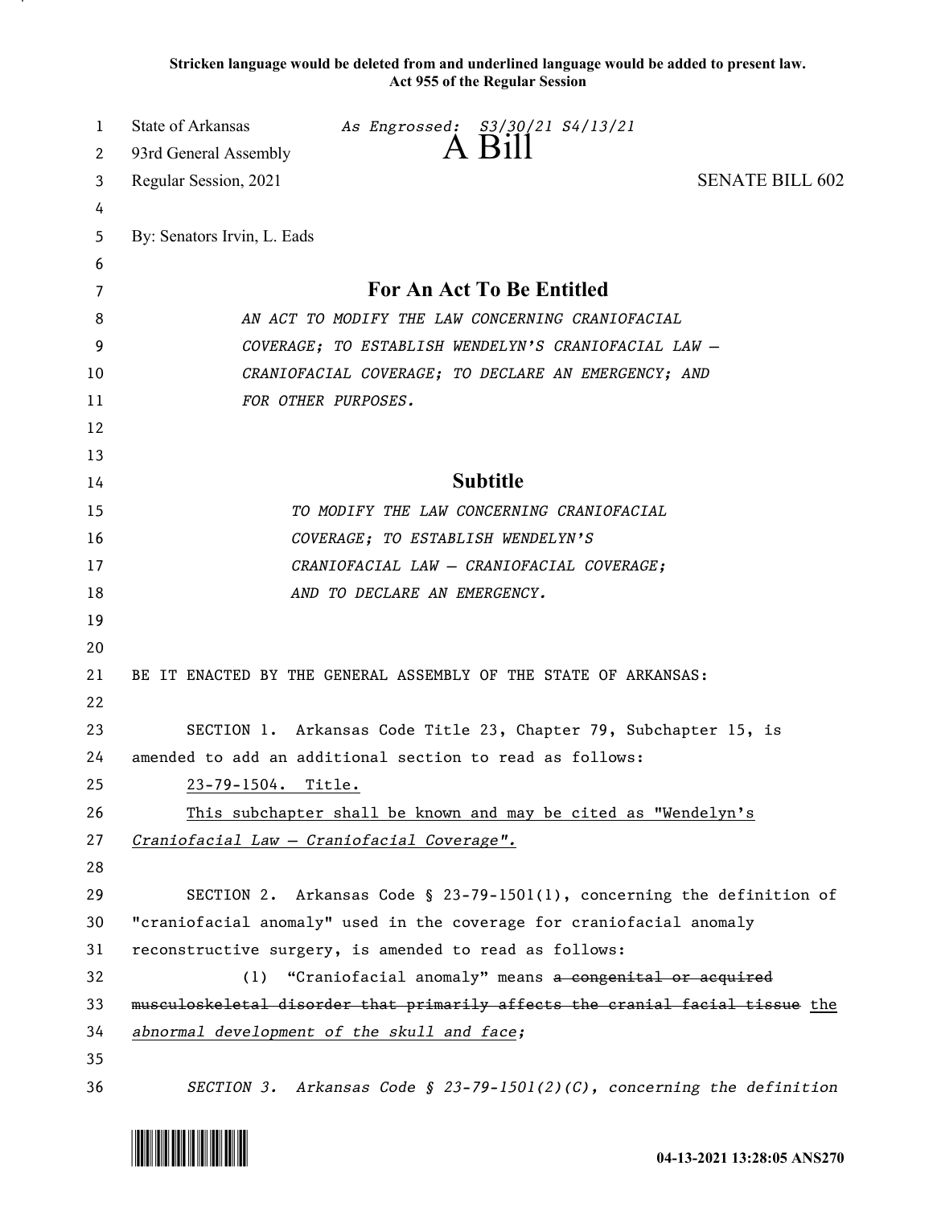**Stricken language would be deleted from and underlined language would be added to present law.**
**Act 955 of the Regular Session**

State of Arkansas *As Engrossed: S3/30/21 S4/13/21*
93rd General Assembly
A Bill
Regular Session, 2021 SENATE BILL 602

By: Senators Irvin, L. Eads

## For An Act To Be Entitled

*AN ACT TO MODIFY THE LAW CONCERNING CRANIOFACIAL COVERAGE; TO ESTABLISH WENDELYN'S CRANIOFACIAL LAW – CRANIOFACIAL COVERAGE; TO DECLARE AN EMERGENCY; AND FOR OTHER PURPOSES.*

## Subtitle

*TO MODIFY THE LAW CONCERNING CRANIOFACIAL COVERAGE; TO ESTABLISH WENDELYN'S CRANIOFACIAL LAW – CRANIOFACIAL COVERAGE; AND TO DECLARE AN EMERGENCY.*

BE IT ENACTED BY THE GENERAL ASSEMBLY OF THE STATE OF ARKANSAS:

SECTION 1. Arkansas Code Title 23, Chapter 79, Subchapter 15, is amended to add an additional section to read as follows:

<u>23-79-1504. Title.</u>

<u>This subchapter shall be known and may be cited as "Wendelyn's *Craniofacial Law – Craniofacial Coverage*".</u>

SECTION 2. Arkansas Code § 23-79-1501(1), concerning the definition of "craniofacial anomaly" used in the coverage for craniofacial anomaly reconstructive surgery, is amended to read as follows:

(1) "Craniofacial anomaly" means ~~a congenital or acquired musculoskeletal disorder that primarily affects the cranial facial tissue~~ <u>the *abnormal development of the skull and face*</u>;

*SECTION 3. Arkansas Code § 23-79-1501(2)(C), concerning the definition*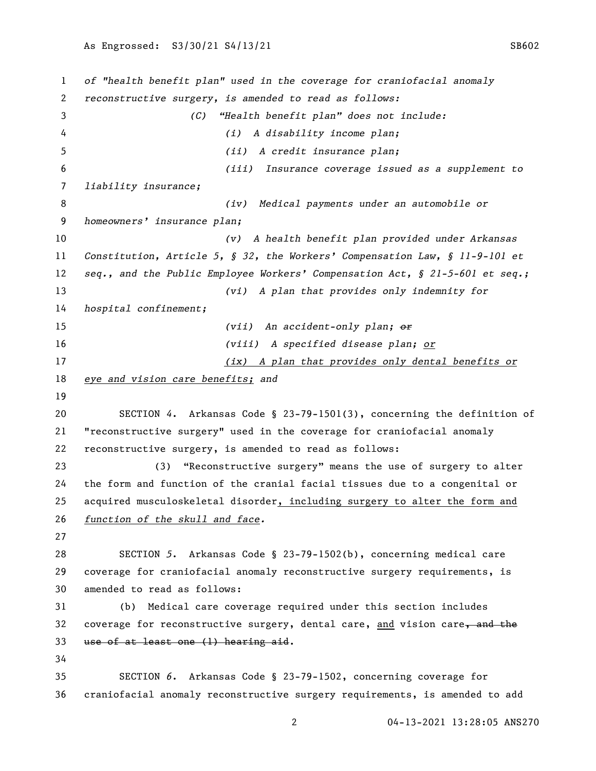*of "health benefit plan" used in the coverage for craniofacial anomaly reconstructive surgery, is amended to read as follows:*

*(C) "Health benefit plan" does not include:*

*(i) A disability income plan;*

*(ii) A credit insurance plan;*

*(iii) Insurance coverage issued as a supplement to liability insurance;*

*(iv) Medical payments under an automobile or homeowners' insurance plan;*

*(v) A health benefit plan provided under Arkansas Constitution, Article 5, § 32, the Workers' Compensation Law, § 11-9-101 et seq., and the Public Employee Workers' Compensation Act, § 21-5-601 et seq.;*

*(vi) A plan that provides only indemnity for hospital confinement;*

*(vii) An accident-only plan; ~~or~~*

*(viii) A specified disease plan; or*

*(ix) A plan that provides only dental benefits or eye and vision care benefits; and*

SECTION 4. Arkansas Code § 23-79-1501(3), concerning the definition of "reconstructive surgery" used in the coverage for craniofacial anomaly reconstructive surgery, is amended to read as follows:

(3) "Reconstructive surgery" means the use of surgery to alter the form and function of the cranial facial tissues due to a congenital or acquired musculoskeletal disorder, *including surgery to alter the form and function of the skull and face.*

SECTION *5*. Arkansas Code § 23-79-1502(b), concerning medical care coverage for craniofacial anomaly reconstructive surgery requirements, is amended to read as follows:

(b) Medical care coverage required under this section includes coverage for reconstructive surgery, dental care, and vision care~~, and the use of at least one (1) hearing aid~~.

SECTION *6*. Arkansas Code § 23-79-1502, concerning coverage for craniofacial anomaly reconstructive surgery requirements, is amended to add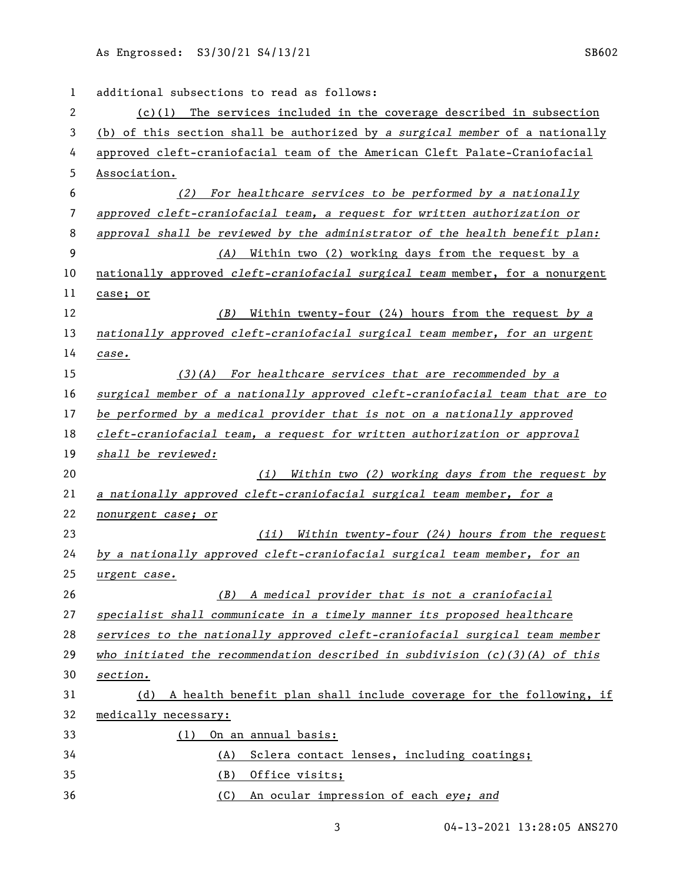additional subsections to read as follows:

(c)(1) The services included in the coverage described in subsection (b) of this section shall be authorized by *a surgical member* of a nationally approved cleft-craniofacial team of the American Cleft Palate-Craniofacial Association.

*(2) For healthcare services to be performed by a nationally approved cleft-craniofacial team, a request for written authorization or approval shall be reviewed by the administrator of the health benefit plan:*

*(A)* Within two (2) working days from the request by a nationally approved *cleft-craniofacial surgical team* member, for a nonurgent case; or

*(B)* Within twenty-four (24) hours from the request *by a nationally approved cleft-craniofacial surgical team member, for an urgent case.*

*(3)(A) For healthcare services that are recommended by a surgical member of a nationally approved cleft-craniofacial team that are to be performed by a medical provider that is not on a nationally approved cleft-craniofacial team, a request for written authorization or approval shall be reviewed:*

*(i) Within two (2) working days from the request by a nationally approved cleft-craniofacial surgical team member, for a nonurgent case; or*

*(ii) Within twenty-four (24) hours from the request by a nationally approved cleft-craniofacial surgical team member, for an urgent case.*

*(B) A medical provider that is not a craniofacial specialist shall communicate in a timely manner its proposed healthcare services to the nationally approved cleft-craniofacial surgical team member who initiated the recommendation described in subdivision (c)(3)(A) of this section.*

(d) A health benefit plan shall include coverage for the following, if medically necessary:

(1) On an annual basis:

(A) Sclera contact lenses, including coatings;

(B) Office visits;

(C) An ocular impression of each *eye; and*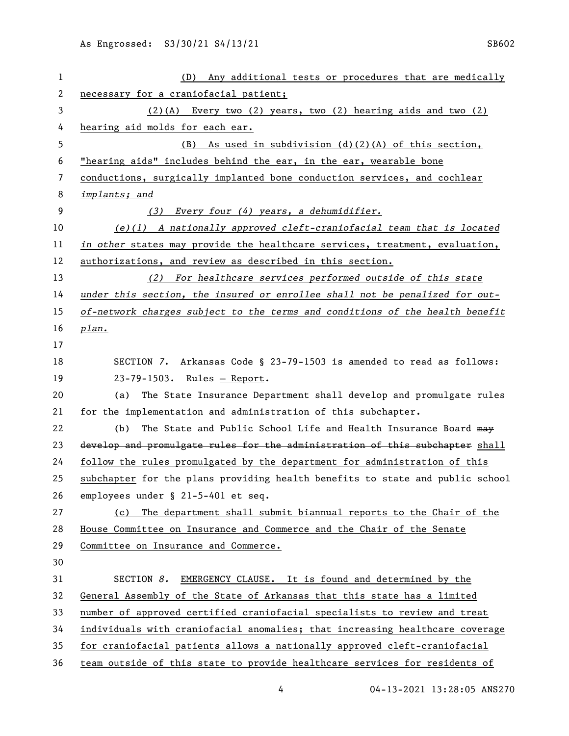(D) Any additional tests or procedures that are medically necessary for a craniofacial patient;

(2)(A) Every two (2) years, two (2) hearing aids and two (2) hearing aid molds for each ear.

(B) As used in subdivision (d)(2)(A) of this section, "hearing aids" includes behind the ear, in the ear, wearable bone conductions, surgically implanted bone conduction services, and cochlear *implants; and*

*(3) Every four (4) years, a dehumidifier.*

*(e)(1) A nationally approved cleft-craniofacial team that is located in other* states may provide the healthcare services, treatment, evaluation, authorizations, and review as described in this section.

*(2) For healthcare services performed outside of this state under this section, the insured or enrollee shall not be penalized for out-of-network charges subject to the terms and conditions of the health benefit plan.*

SECTION *7.* Arkansas Code § 23-79-1503 is amended to read as follows:

23-79-1503. Rules — Report.

(a) The State Insurance Department shall develop and promulgate rules for the implementation and administration of this subchapter.

(b) The State and Public School Life and Health Insurance Board ~~may develop and promulgate rules for the administration of this subchapter~~ shall follow the rules promulgated by the department for administration of this subchapter for the plans providing health benefits to state and public school employees under § 21-5-401 et seq.

(c) The department shall submit biannual reports to the Chair of the House Committee on Insurance and Commerce and the Chair of the Senate Committee on Insurance and Commerce.

SECTION *8.* EMERGENCY CLAUSE. It is found and determined by the General Assembly of the State of Arkansas that this state has a limited number of approved certified craniofacial specialists to review and treat individuals with craniofacial anomalies; that increasing healthcare coverage for craniofacial patients allows a nationally approved cleft-craniofacial team outside of this state to provide healthcare services for residents of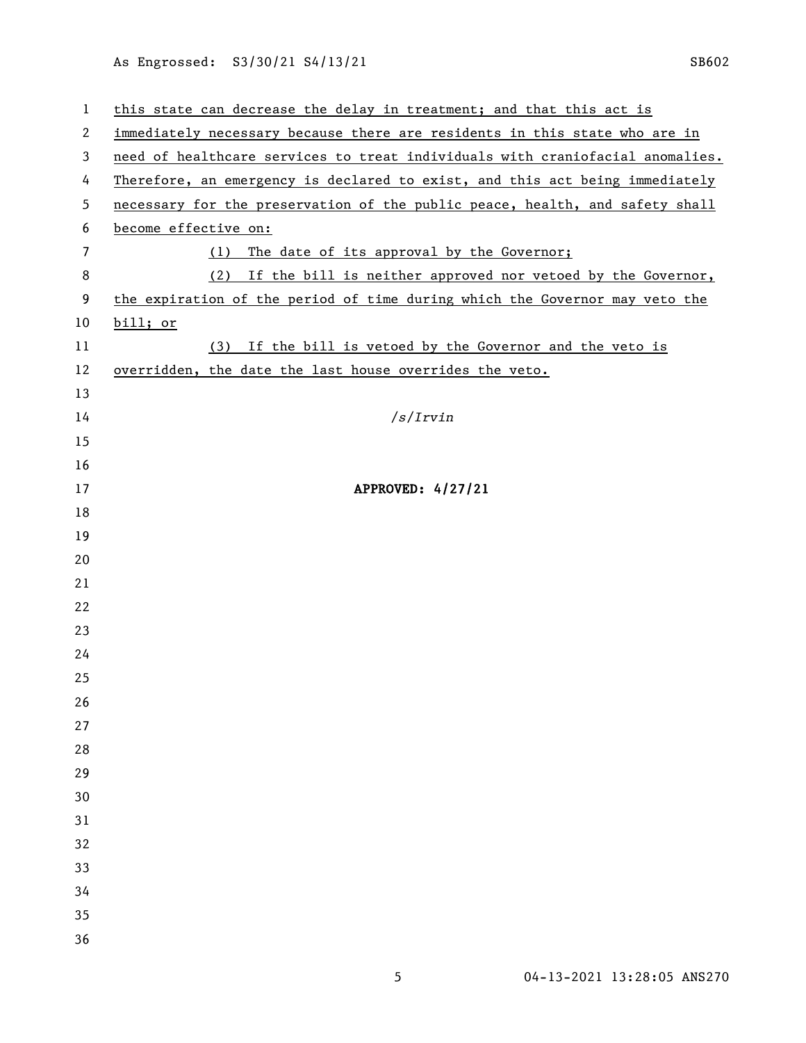this state can decrease the delay in treatment; and that this act is immediately necessary because there are residents in this state who are in need of healthcare services to treat individuals with craniofacial anomalies. Therefore, an emergency is declared to exist, and this act being immediately necessary for the preservation of the public peace, health, and safety shall become effective on:

(1) The date of its approval by the Governor;

(2) If the bill is neither approved nor vetoed by the Governor, the expiration of the period of time during which the Governor may veto the bill; or

(3) If the bill is vetoed by the Governor and the veto is overridden, the date the last house overrides the veto.

*/s/Irvin*

**APPROVED: 4/27/21**